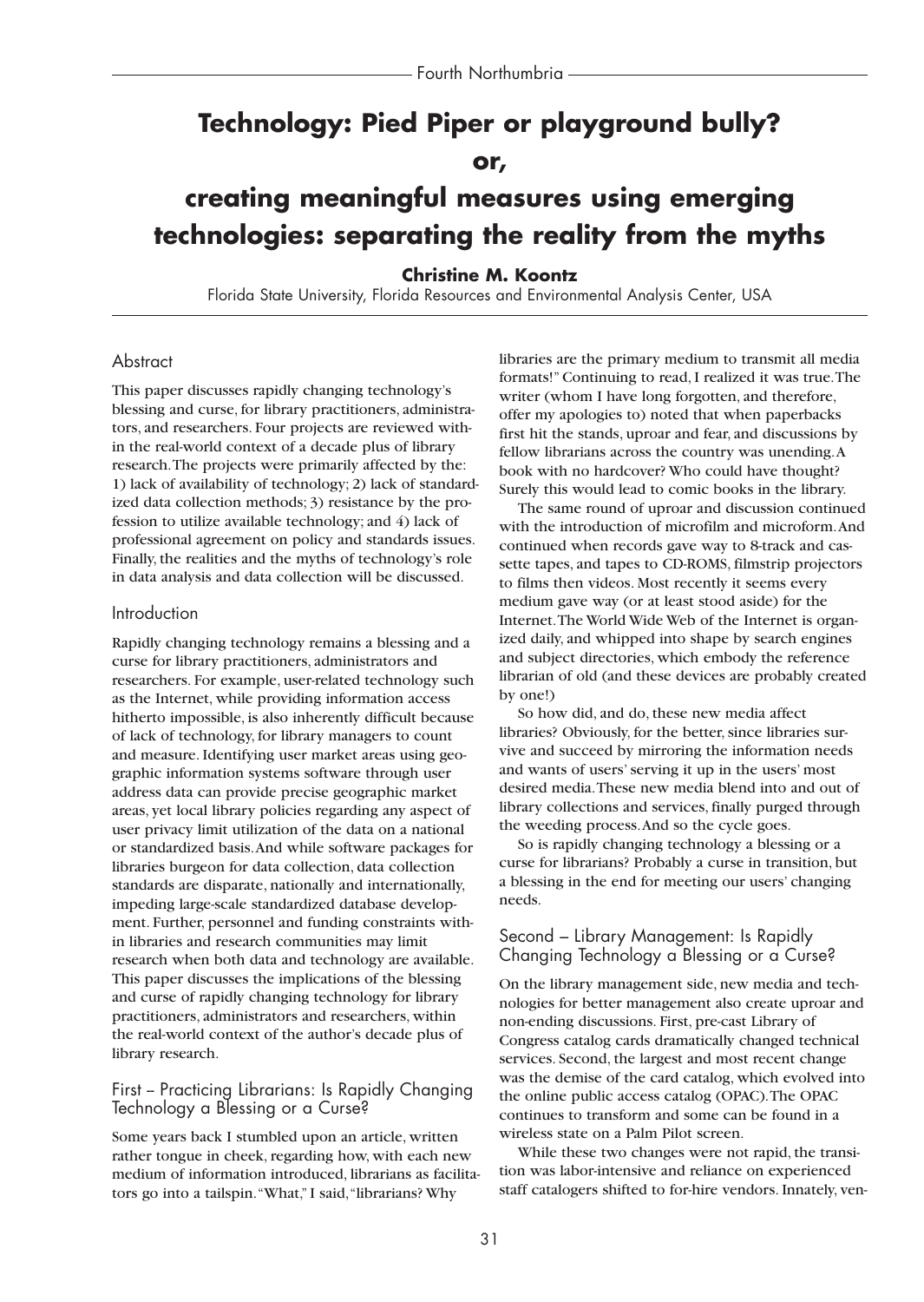# Technology: Pied Piper or playground bully? or, creating meaningful measures using emerging technologies: separating the reality from the myths

**Christine M. Koontz**

Florida State University, Florida Resources and Environmental Analysis Center, USA

## Abstract

This paper discusses rapidly changing technology's blessing and curse, for library practitioners, administrators, and researchers. Four projects are reviewed within the real-world context of a decade plus of library research. The projects were primarily affected by the: 1) lack of availability of technology; 2) lack of standardized data collection methods; 3) resistance by the profession to utilize available technology; and 4) lack of professional agreement on policy and standards issues. Finally, the realities and the myths of technology's role in data analysis and data collection will be discussed.

## Introduction

Rapidly changing technology remains a blessing and a curse for library practitioners, administrators and researchers. For example, user-related technology such as the Internet, while providing information access hitherto impossible, is also inherently difficult because of lack of technology, for library managers to count and measure. Identifying user market areas using geographic information systems software through user address data can provide precise geographic market areas, yet local library policies regarding any aspect of user privacy limit utilization of the data on a national or standardized basis. And while software packages for libraries burgeon for data collection, data collection standards are disparate, nationally and internationally, impeding large-scale standardized database development. Further, personnel and funding constraints within libraries and research communities may limit research when both data and technology are available. This paper discusses the implications of the blessing and curse of rapidly changing technology for library practitioners, administrators and researchers, within the real-world context of the author's decade plus of library research.

## First – Practicing Librarians: Is Rapidly Changing Technology a Blessing or a Curse?

Some years back I stumbled upon an article, written rather tongue in cheek, regarding how, with each new medium of information introduced, librarians as facilitators go into a tailspin. "What," I said, "librarians? Why libraries are the primary medium to transmit all media formats!" Continuing to read, I realized it was true. The writer (whom I have long forgotten, and therefore, offer my apologies to) noted that when paperbacks first hit the stands, uproar and fear, and discussions by fellow librarians across the country was unending. A book with no hardcover? Who could have thought? Surely this would lead to comic books in the library.

The same round of uproar and discussion continued with the introduction of microfilm and microform. And continued when records gave way to 8-track and cassette tapes, and tapes to CD-ROMS, filmstrip projectors to films then videos. Most recently it seems every medium gave way (or at least stood aside) for the Internet. The World Wide Web of the Internet is organized daily, and whipped into shape by search engines and subject directories, which embody the reference librarian of old (and these devices are probably created by one!)

So how did, and do, these new media affect libraries? Obviously, for the better, since libraries survive and succeed by mirroring the information needs and wants of users' serving it up in the users' most desired media. These new media blend into and out of library collections and services, finally purged through the weeding process. And so the cycle goes.

So is rapidly changing technology a blessing or a curse for librarians? Probably a curse in transition, but a blessing in the end for meeting our users' changing needs.

## Second – Library Management: Is Rapidly Changing Technology a Blessing or a Curse?

On the library management side, new media and technologies for better management also create uproar and non-ending discussions. First, pre-cast Library of Congress catalog cards dramatically changed technical services. Second, the largest and most recent change was the demise of the card catalog, which evolved into the online public access catalog (OPAC). The OPAC continues to transform and some can be found in a wireless state on a Palm Pilot screen.

While these two changes were not rapid, the transition was labor-intensive and reliance on experienced staff catalogers shifted to for-hire vendors. Innately, ven-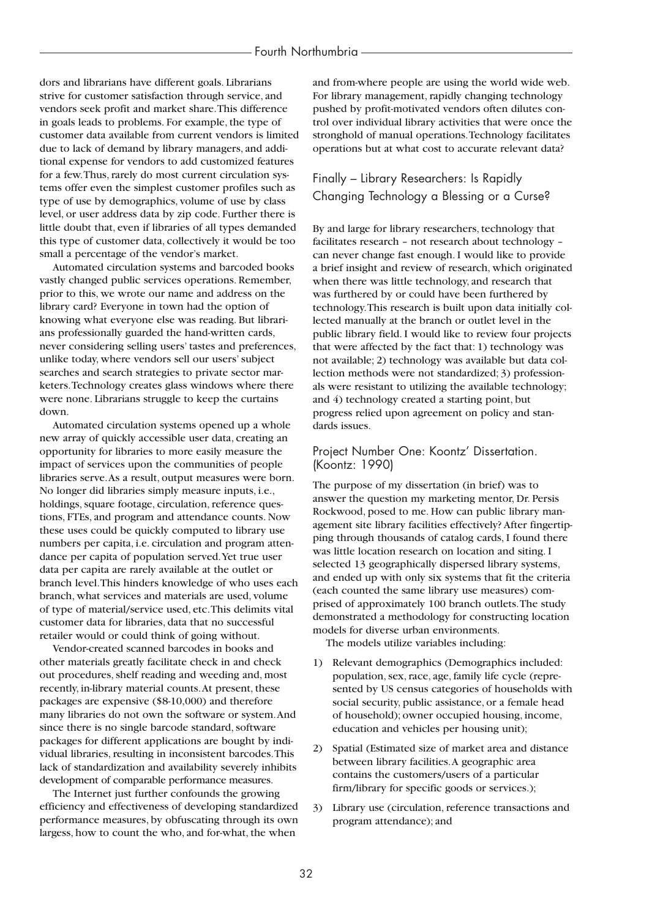dors and librarians have different goals. Librarians strive for customer satisfaction through service, and vendors seek profit and market share. This difference in goals leads to problems. For example, the type of customer data available from current vendors is limited due to lack of demand by library managers, and additional expense for vendors to add customized features for a few. Thus, rarely do most current circulation systems offer even the simplest customer profiles such as type of use by demographics, volume of use by class level, or user address data by zip code. Further there is little doubt that, even if libraries of all types demanded this type of customer data, collectively it would be too small a percentage of the vendor's market.

Automated circulation systems and barcoded books vastly changed public services operations. Remember, prior to this, we wrote our name and address on the library card? Everyone in town had the option of knowing what everyone else was reading. But librarians professionally guarded the hand-written cards, never considering selling users' tastes and preferences, unlike today, where vendors sell our users' subject searches and search strategies to private sector marketers. Technology creates glass windows where there were none. Librarians struggle to keep the curtains down.

Automated circulation systems opened up a whole new array of quickly accessible user data, creating an opportunity for libraries to more easily measure the impact of services upon the communities of people libraries serve. As a result, output measures were born. No longer did libraries simply measure inputs, i.e., holdings, square footage, circulation, reference questions, FTEs, and program and attendance counts. Now these uses could be quickly computed to library use numbers per capita, i.e. circulation and program attendance per capita of population served. Yet true user data per capita are rarely available at the outlet or branch level. This hinders knowledge of who uses each branch, what services and materials are used, volume of type of material/service used, etc. This delimits vital customer data for libraries, data that no successful retailer would or could think of going without.

Vendor-created scanned barcodes in books and other materials greatly facilitate check in and check out procedures, shelf reading and weeding and, most recently, in-library material counts. At present, these packages are expensive ($8-10,000) and therefore many libraries do not own the software or system. And since there is no single barcode standard, software packages for different applications are bought by individual libraries, resulting in inconsistent barcodes. This lack of standardization and availability severely inhibits development of comparable performance measures.

The Internet just further confounds the growing efficiency and effectiveness of developing standardized performance measures, by obfuscating through its own largess, how to count the who, and for-what, the when and from-where people are using the world wide web. For library management, rapidly changing technology pushed by profit-motivated vendors often dilutes control over individual library activities that were once the stronghold of manual operations. Technology facilitates operations but at what cost to accurate relevant data?

## Finally – Library Researchers: Is Rapidly Changing Technology a Blessing or a Curse?

By and large for library researchers, technology that facilitates research – not research about technology – can never change fast enough. I would like to provide a brief insight and review of research, which originated when there was little technology, and research that was furthered by or could have been furthered by technology. This research is built upon data initially collected manually at the branch or outlet level in the public library field. I would like to review four projects that were affected by the fact that: 1) technology was not available; 2) technology was available but data collection methods were not standardized; 3) professionals were resistant to utilizing the available technology; and 4) technology created a starting point, but progress relied upon agreement on policy and standards issues.

### Project Number One: Koontz' Dissertation. (Koontz: 1990)

The purpose of my dissertation (in brief) was to answer the question my marketing mentor, Dr. Persis Rockwood, posed to me. How can public library management site library facilities effectively? After fingertipping through thousands of catalog cards, I found there was little location research on location and siting. I selected 13 geographically dispersed library systems, and ended up with only six systems that fit the criteria (each counted the same library use measures) comprised of approximately 100 branch outlets. The study demonstrated a methodology for constructing location models for diverse urban environments.

The models utilize variables including:

1) Relevant demographics (Demographics included: population, sex, race, age, family life cycle (represented by US census categories of households with social security, public assistance, or a female head of household); owner occupied housing, income, education and vehicles per housing unit);
2) Spatial (Estimated size of market area and distance between library facilities. A geographic area contains the customers/users of a particular firm/library for specific goods or services.);
3) Library use (circulation, reference transactions and program attendance); and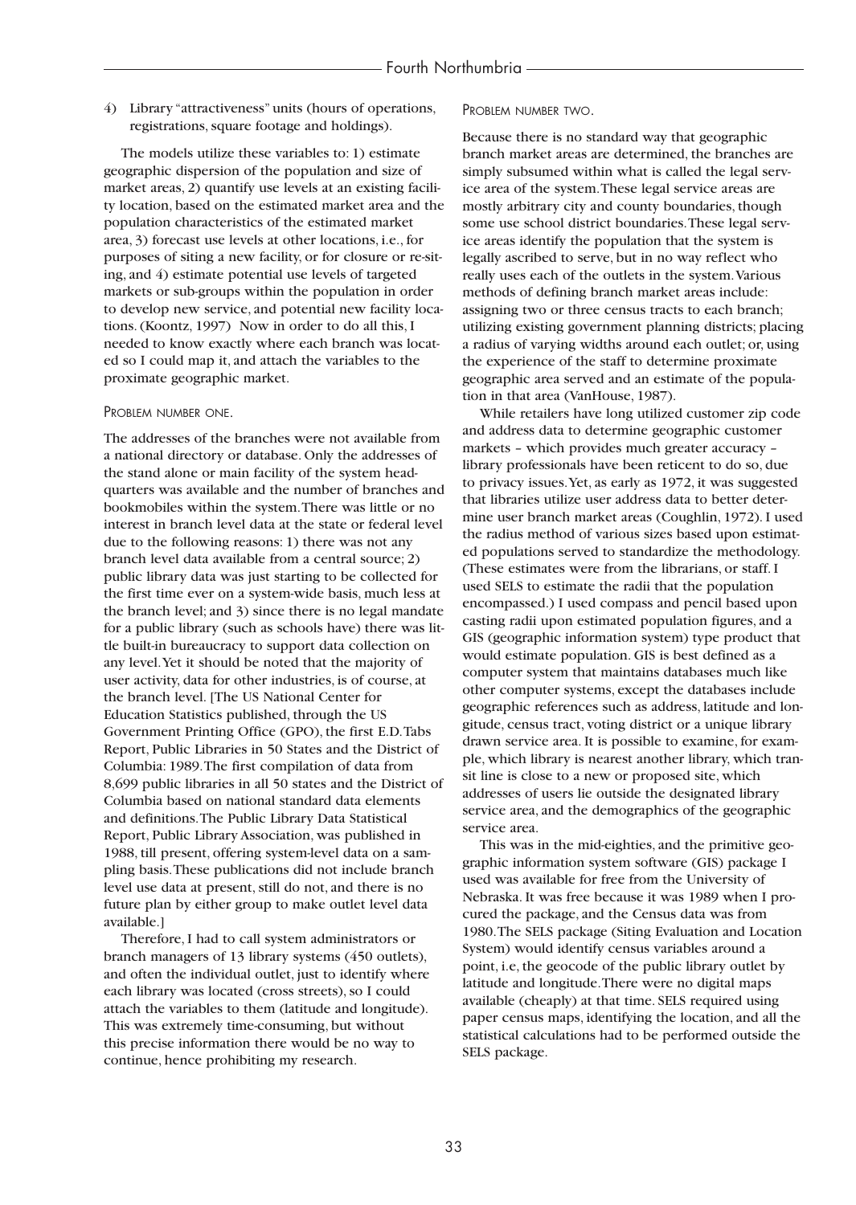4) Library "attractiveness" units (hours of operations, registrations, square footage and holdings).

The models utilize these variables to: 1) estimate geographic dispersion of the population and size of market areas, 2) quantify use levels at an existing facility location, based on the estimated market area and the population characteristics of the estimated market area, 3) forecast use levels at other locations, i.e., for purposes of siting a new facility, or for closure or re-siting, and 4) estimate potential use levels of targeted markets or sub-groups within the population in order to develop new service, and potential new facility locations. (Koontz, 1997) Now in order to do all this, I needed to know exactly where each branch was located so I could map it, and attach the variables to the proximate geographic market.

### Problem number one.

The addresses of the branches were not available from a national directory or database. Only the addresses of the stand alone or main facility of the system headquarters was available and the number of branches and bookmobiles within the system. There was little or no interest in branch level data at the state or federal level due to the following reasons: 1) there was not any branch level data available from a central source; 2) public library data was just starting to be collected for the first time ever on a system-wide basis, much less at the branch level; and 3) since there is no legal mandate for a public library (such as schools have) there was little built-in bureaucracy to support data collection on any level. Yet it should be noted that the majority of user activity, data for other industries, is of course, at the branch level. [The US National Center for Education Statistics published, through the US Government Printing Office (GPO), the first E.D. Tabs Report, Public Libraries in 50 States and the District of Columbia: 1989. The first compilation of data from 8,699 public libraries in all 50 states and the District of Columbia based on national standard data elements and definitions. The Public Library Data Statistical Report, Public Library Association, was published in 1988, till present, offering system-level data on a sampling basis. These publications did not include branch level use data at present, still do not, and there is no future plan by either group to make outlet level data available.]

Therefore, I had to call system administrators or branch managers of 13 library systems (450 outlets), and often the individual outlet, just to identify where each library was located (cross streets), so I could attach the variables to them (latitude and longitude). This was extremely time-consuming, but without this precise information there would be no way to continue, hence prohibiting my research.

### Problem number two.

Because there is no standard way that geographic branch market areas are determined, the branches are simply subsumed within what is called the legal service area of the system. These legal service areas are mostly arbitrary city and county boundaries, though some use school district boundaries. These legal service areas identify the population that the system is legally ascribed to serve, but in no way reflect who really uses each of the outlets in the system. Various methods of defining branch market areas include: assigning two or three census tracts to each branch; utilizing existing government planning districts; placing a radius of varying widths around each outlet; or, using the experience of the staff to determine proximate geographic area served and an estimate of the population in that area (VanHouse, 1987).

While retailers have long utilized customer zip code and address data to determine geographic customer markets – which provides much greater accuracy – library professionals have been reticent to do so, due to privacy issues. Yet, as early as 1972, it was suggested that libraries utilize user address data to better determine user branch market areas (Coughlin, 1972). I used the radius method of various sizes based upon estimated populations served to standardize the methodology. (These estimates were from the librarians, or staff. I used SELS to estimate the radii that the population encompassed.) I used compass and pencil based upon casting radii upon estimated population figures, and a GIS (geographic information system) type product that would estimate population. GIS is best defined as a computer system that maintains databases much like other computer systems, except the databases include geographic references such as address, latitude and longitude, census tract, voting district or a unique library drawn service area. It is possible to examine, for example, which library is nearest another library, which transit line is close to a new or proposed site, which addresses of users lie outside the designated library service area, and the demographics of the geographic service area.

This was in the mid-eighties, and the primitive geographic information system software (GIS) package I used was available for free from the University of Nebraska. It was free because it was 1989 when I procured the package, and the Census data was from 1980. The SELS package (Siting Evaluation and Location System) would identify census variables around a point, i.e, the geocode of the public library outlet by latitude and longitude. There were no digital maps available (cheaply) at that time. SELS required using paper census maps, identifying the location, and all the statistical calculations had to be performed outside the SELS package.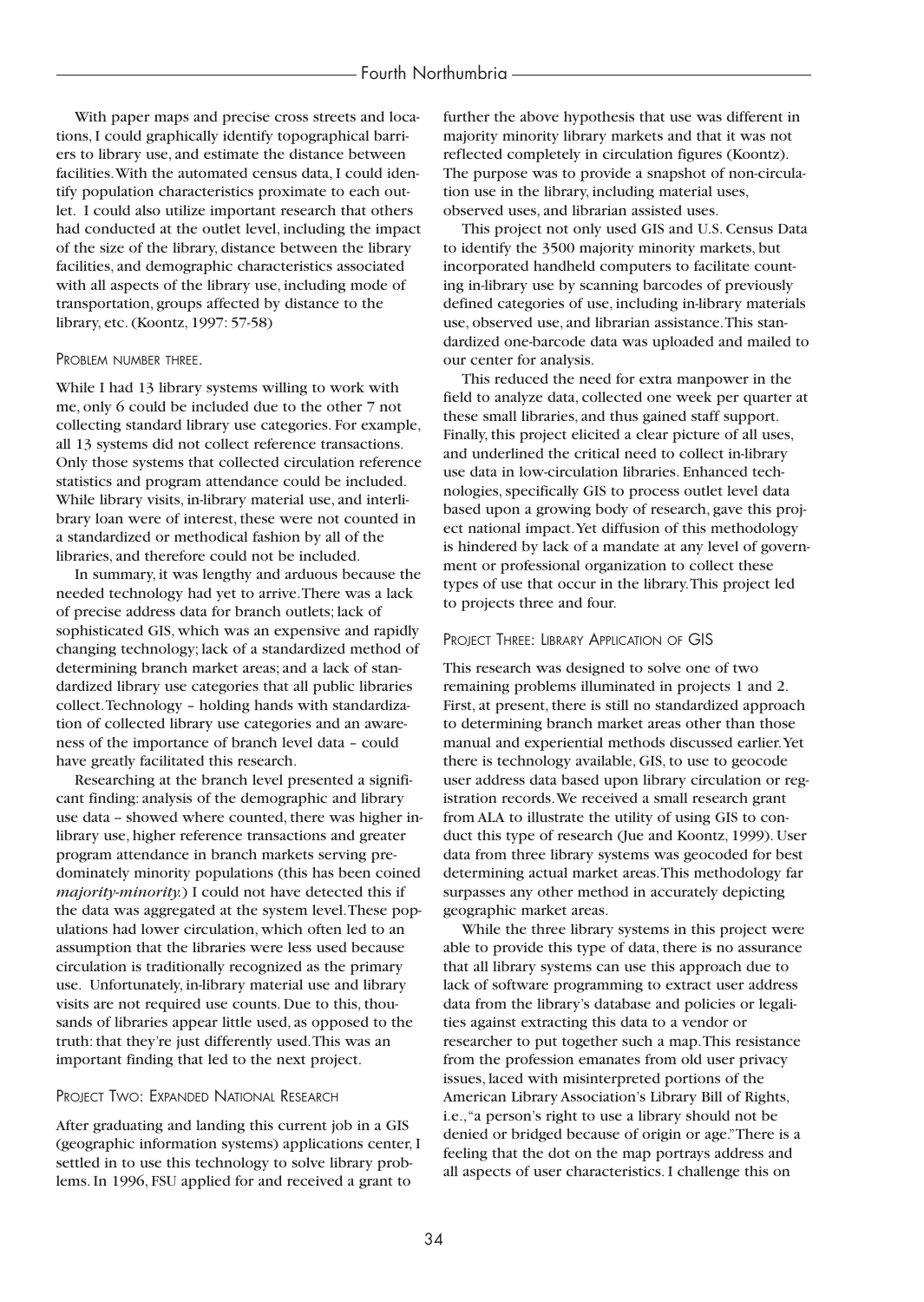With paper maps and precise cross streets and locations, I could graphically identify topographical barriers to library use, and estimate the distance between facilities. With the automated census data, I could identify population characteristics proximate to each outlet. I could also utilize important research that others had conducted at the outlet level, including the impact of the size of the library, distance between the library facilities, and demographic characteristics associated with all aspects of the library use, including mode of transportation, groups affected by distance to the library, etc. (Koontz, 1997: 57-58)

### Problem number three.

While I had 13 library systems willing to work with me, only 6 could be included due to the other 7 not collecting standard library use categories. For example, all 13 systems did not collect reference transactions. Only those systems that collected circulation reference statistics and program attendance could be included. While library visits, in-library material use, and interlibrary loan were of interest, these were not counted in a standardized or methodical fashion by all of the libraries, and therefore could not be included.

In summary, it was lengthy and arduous because the needed technology had yet to arrive. There was a lack of precise address data for branch outlets; lack of sophisticated GIS, which was an expensive and rapidly changing technology; lack of a standardized method of determining branch market areas; and a lack of standardized library use categories that all public libraries collect. Technology – holding hands with standardization of collected library use categories and an awareness of the importance of branch level data – could have greatly facilitated this research.

Researching at the branch level presented a significant finding: analysis of the demographic and library use data – showed where counted, there was higher in-library use, higher reference transactions and greater program attendance in branch markets serving predominately minority populations (this has been coined *majority-minority.*) I could not have detected this if the data was aggregated at the system level. These populations had lower circulation, which often led to an assumption that the libraries were less used because circulation is traditionally recognized as the primary use. Unfortunately, in-library material use and library visits are not required use counts. Due to this, thousands of libraries appear little used, as opposed to the truth: that they're just differently used. This was an important finding that led to the next project.

### Project Two: Expanded National Research

After graduating and landing this current job in a GIS (geographic information systems) applications center, I settled in to use this technology to solve library problems. In 1996, FSU applied for and received a grant to further the above hypothesis that use was different in majority minority library markets and that it was not reflected completely in circulation figures (Koontz). The purpose was to provide a snapshot of non-circulation use in the library, including material uses, observed uses, and librarian assisted uses.

This project not only used GIS and U.S. Census Data to identify the 3500 majority minority markets, but incorporated handheld computers to facilitate counting in-library use by scanning barcodes of previously defined categories of use, including in-library materials use, observed use, and librarian assistance. This standardized one-barcode data was uploaded and mailed to our center for analysis.

This reduced the need for extra manpower in the field to analyze data, collected one week per quarter at these small libraries, and thus gained staff support. Finally, this project elicited a clear picture of all uses, and underlined the critical need to collect in-library use data in low-circulation libraries. Enhanced technologies, specifically GIS to process outlet level data based upon a growing body of research, gave this project national impact. Yet diffusion of this methodology is hindered by lack of a mandate at any level of government or professional organization to collect these types of use that occur in the library. This project led to projects three and four.

### Project Three: Library Application of GIS

This research was designed to solve one of two remaining problems illuminated in projects 1 and 2. First, at present, there is still no standardized approach to determining branch market areas other than those manual and experiential methods discussed earlier. Yet there is technology available, GIS, to use to geocode user address data based upon library circulation or registration records. We received a small research grant from ALA to illustrate the utility of using GIS to conduct this type of research (Jue and Koontz, 1999). User data from three library systems was geocoded for best determining actual market areas. This methodology far surpasses any other method in accurately depicting geographic market areas.

While the three library systems in this project were able to provide this type of data, there is no assurance that all library systems can use this approach due to lack of software programming to extract user address data from the library's database and policies or legalities against extracting this data to a vendor or researcher to put together such a map. This resistance from the profession emanates from old user privacy issues, laced with misinterpreted portions of the American Library Association's Library Bill of Rights, i.e., "a person's right to use a library should not be denied or bridged because of origin or age." There is a feeling that the dot on the map portrays address and all aspects of user characteristics. I challenge this on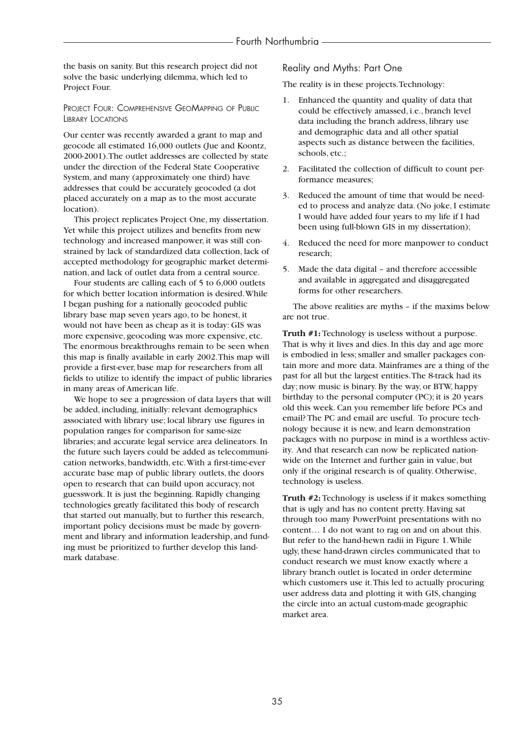the basis on sanity. But this research project did not solve the basic underlying dilemma, which led to Project Four.

### Project Four: Comprehensive GeoMapping of Public Library Locations

Our center was recently awarded a grant to map and geocode all estimated 16,000 outlets (Jue and Koontz, 2000-2001). The outlet addresses are collected by state under the direction of the Federal State Cooperative System, and many (approximately one third) have addresses that could be accurately geocoded (a dot placed accurately on a map as to the most accurate location).

This project replicates Project One, my dissertation. Yet while this project utilizes and benefits from new technology and increased manpower, it was still constrained by lack of standardized data collection, lack of accepted methodology for geographic market determination, and lack of outlet data from a central source.

Four students are calling each of 5 to 6,000 outlets for which better location information is desired. While I began pushing for a nationally geocoded public library base map seven years ago, to be honest, it would not have been as cheap as it is today: GIS was more expensive, geocoding was more expensive, etc. The enormous breakthroughs remain to be seen when this map is finally available in early 2002. This map will provide a first-ever, base map for researchers from all fields to utilize to identify the impact of public libraries in many areas of American life.

We hope to see a progression of data layers that will be added, including, initially: relevant demographics associated with library use; local library use figures in population ranges for comparison for same-size libraries; and accurate legal service area delineators. In the future such layers could be added as telecommunication networks, bandwidth, etc. With a first-time-ever accurate base map of public library outlets, the doors open to research that can build upon accuracy, not guesswork. It is just the beginning. Rapidly changing technologies greatly facilitated this body of research that started out manually, but to further this research, important policy decisions must be made by government and library and information leadership, and funding must be prioritized to further develop this landmark database.

## Reality and Myths: Part One

The reality is in these projects. Technology:

1. Enhanced the quantity and quality of data that could be effectively amassed, i.e., branch level data including the branch address, library use and demographic data and all other spatial aspects such as distance between the facilities, schools, etc.;
2. Facilitated the collection of difficult to count performance measures;
3. Reduced the amount of time that would be needed to process and analyze data. (No joke, I estimate I would have added four years to my life if I had been using full-blown GIS in my dissertation);
4. Reduced the need for more manpower to conduct research;
5. Made the data digital – and therefore accessible and available in aggregated and disaggregated forms for other researchers.

The above realities are myths – if the maxims below are not true.

**Truth #1:** Technology is useless without a purpose. That is why it lives and dies. In this day and age more is embodied in less; smaller and smaller packages contain more and more data. Mainframes are a thing of the past for all but the largest entities. The 8-track had its day; now music is binary. By the way, or BTW, happy birthday to the personal computer (PC); it is 20 years old this week. Can you remember life before PCs and email? The PC and email are useful. To procure technology because it is new, and learn demonstration packages with no purpose in mind is a worthless activity. And that research can now be replicated nationwide on the Internet and further gain in value, but only if the original research is of quality. Otherwise, technology is useless.

**Truth #2:** Technology is useless if it makes something that is ugly and has no content pretty. Having sat through too many PowerPoint presentations with no content… I do not want to rag on and on about this. But refer to the hand-hewn radii in Figure 1. While ugly, these hand-drawn circles communicated that to conduct research we must know exactly where a library branch outlet is located in order determine which customers use it. This led to actually procuring user address data and plotting it with GIS, changing the circle into an actual custom-made geographic market area.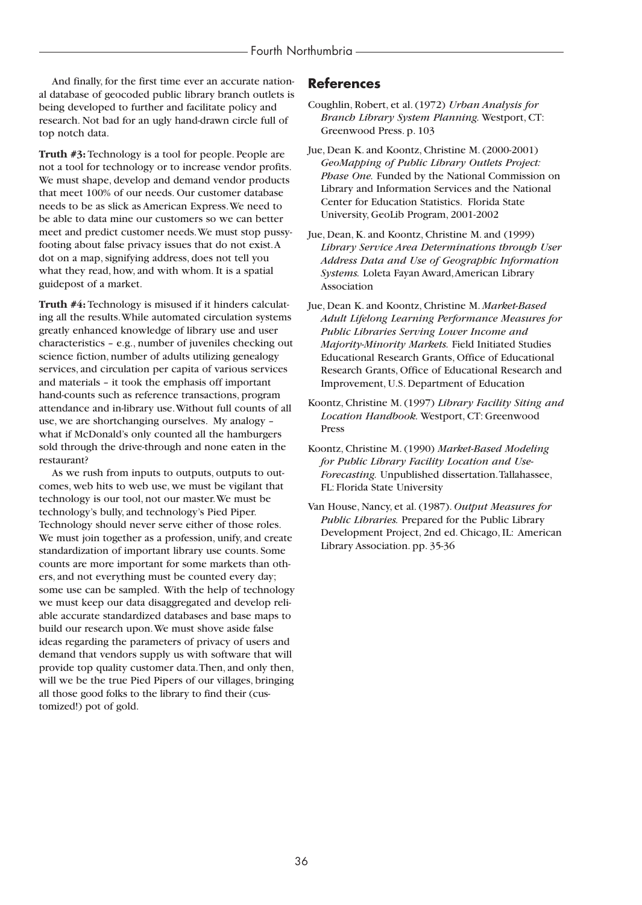And finally, for the first time ever an accurate national database of geocoded public library branch outlets is being developed to further and facilitate policy and research. Not bad for an ugly hand-drawn circle full of top notch data.

**Truth #3:** Technology is a tool for people. People are not a tool for technology or to increase vendor profits. We must shape, develop and demand vendor products that meet 100% of our needs. Our customer database needs to be as slick as American Express. We need to be able to data mine our customers so we can better meet and predict customer needs. We must stop pussyfooting about false privacy issues that do not exist. A dot on a map, signifying address, does not tell you what they read, how, and with whom. It is a spatial guidepost of a market.

**Truth #4:** Technology is misused if it hinders calculating all the results. While automated circulation systems greatly enhanced knowledge of library use and user characteristics – e.g., number of juveniles checking out science fiction, number of adults utilizing genealogy services, and circulation per capita of various services and materials – it took the emphasis off important hand-counts such as reference transactions, program attendance and in-library use. Without full counts of all use, we are shortchanging ourselves. My analogy – what if McDonald's only counted all the hamburgers sold through the drive-through and none eaten in the restaurant?

As we rush from inputs to outputs, outputs to outcomes, web hits to web use, we must be vigilant that technology is our tool, not our master. We must be technology's bully, and technology's Pied Piper. Technology should never serve either of those roles. We must join together as a profession, unify, and create standardization of important library use counts. Some counts are more important for some markets than others, and not everything must be counted every day; some use can be sampled. With the help of technology we must keep our data disaggregated and develop reliable accurate standardized databases and base maps to build our research upon. We must shove aside false ideas regarding the parameters of privacy of users and demand that vendors supply us with software that will provide top quality customer data. Then, and only then, will we be the true Pied Pipers of our villages, bringing all those good folks to the library to find their (customized!) pot of gold.

## References

Coughlin, Robert, et al. (1972) *Urban Analysis for Branch Library System Planning.* Westport, CT: Greenwood Press. p. 103

Jue, Dean K. and Koontz, Christine M. (2000-2001) *GeoMapping of Public Library Outlets Project: Phase One.* Funded by the National Commission on Library and Information Services and the National Center for Education Statistics. Florida State University, GeoLib Program, 2001-2002

Jue, Dean, K. and Koontz, Christine M. and (1999) *Library Service Area Determinations through User Address Data and Use of Geographic Information Systems.* Loleta Fayan Award, American Library Association

Jue, Dean K. and Koontz, Christine M. *Market-Based Adult Lifelong Learning Performance Measures for Public Libraries Serving Lower Income and Majority-Minority Markets.* Field Initiated Studies Educational Research Grants, Office of Educational Research Grants, Office of Educational Research and Improvement, U.S. Department of Education

Koontz, Christine M. (1997) *Library Facility Siting and Location Handbook.* Westport, CT: Greenwood Press

Koontz, Christine M. (1990) *Market-Based Modeling for Public Library Facility Location and Use-Forecasting.* Unpublished dissertation. Tallahassee, FL: Florida State University

Van House, Nancy, et al. (1987). *Output Measures for Public Libraries.* Prepared for the Public Library Development Project, 2nd ed. Chicago, IL: American Library Association. pp. 35-36